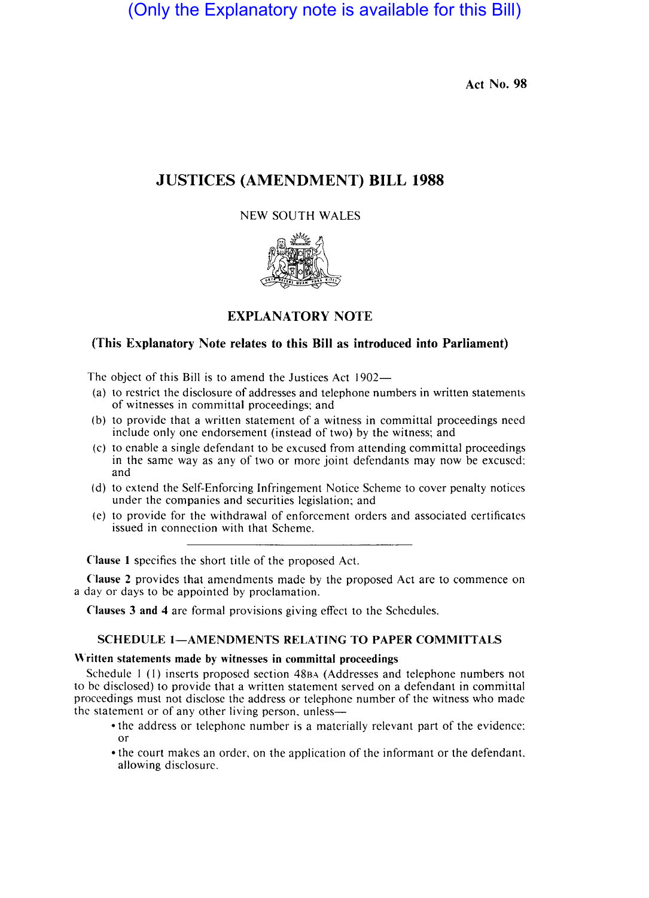(Only the Explanatory note is available for this Bill)

Act No. 98

# JUSTICES (AMENDMENT) BILL 1988

NEW SOUTH WALES

## EXPLANATORY NOTE

### (This Explanatory Note relates to this Bill as introduced into Parliament)

The object of this Bill is to amend the Justices Act 1902—

(a) to restrict the disclosure of addresses and telephone numbers in written statements of witnesses in committal proceedings; and

(b) to provide that a written statement of a witness in committal proceedings need include only one endorsement (instead of two) by the witness; and

(c) to enable a single defendant to be excused from attending committal proceedings in the same way as any of two or more joint defendants may now be excused; and

(d) to extend the Self-Enforcing Infringement Notice Scheme to cover penalty notices under the companies and securities legislation; and

(e) to provide for the withdrawal of enforcement orders and associated certificates issued in connection with that Scheme.

---

**Clause 1** specifies the short title of the proposed Act.

**Clause 2** provides that amendments made by the proposed Act are to commence on a day or days to be appointed by proclamation.

**Clauses 3 and 4** are formal provisions giving effect to the Schedules.

### SCHEDULE 1—AMENDMENTS RELATING TO PAPER COMMITTALS

**Written statements made by witnesses in committal proceedings**

Schedule 1 (1) inserts proposed section 48BA (Addresses and telephone numbers not to be disclosed) to provide that a written statement served on a defendant in committal proceedings must not disclose the address or telephone number of the witness who made the statement or of any other living person, unless—

- the address or telephone number is a materially relevant part of the evidence; or
- the court makes an order, on the application of the informant or the defendant, allowing disclosure.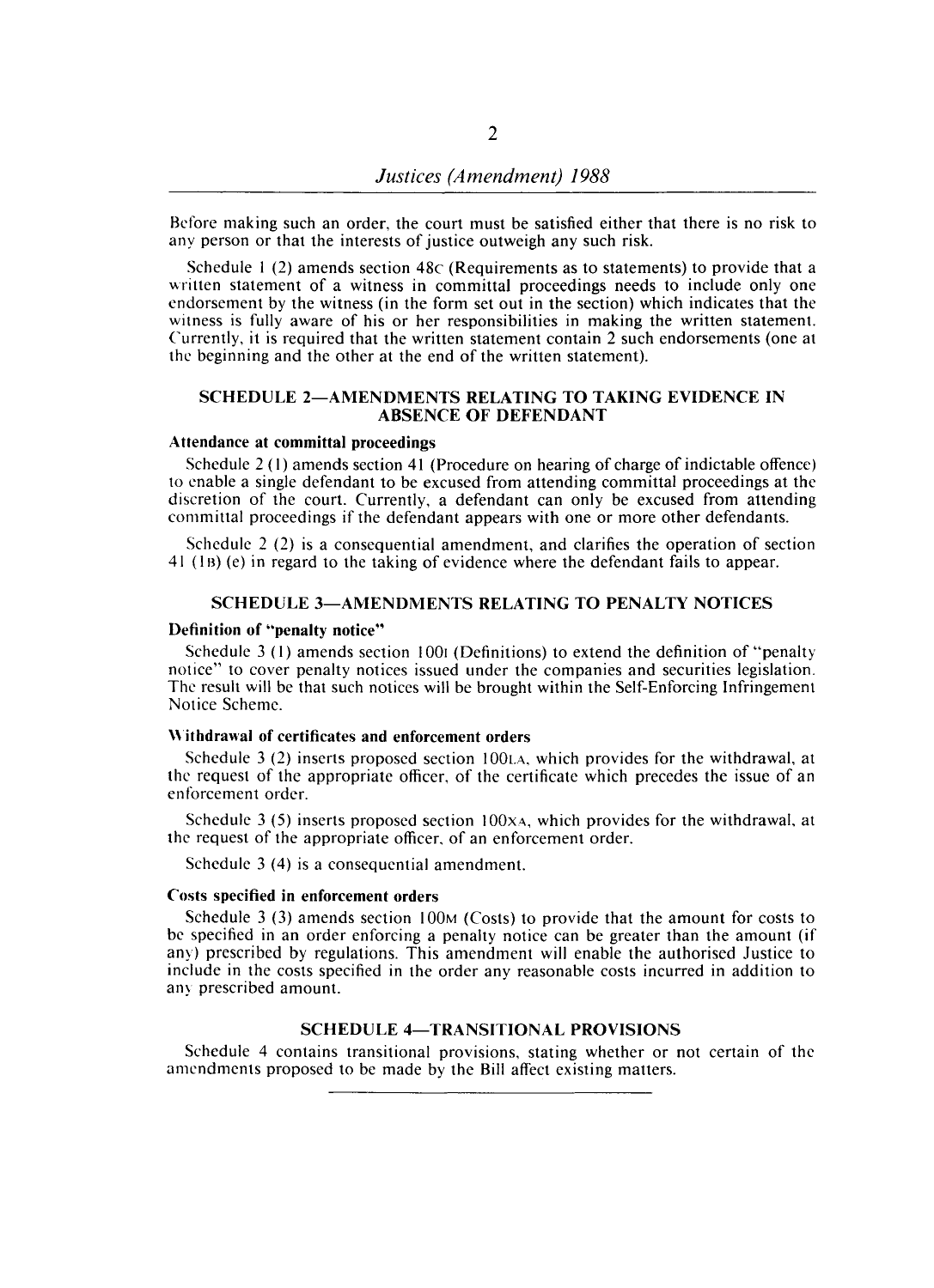Before making such an order, the court must be satisfied either that there is no risk to any person or that the interests of justice outweigh any such risk.

Schedule 1 (2) amends section 48C (Requirements as to statements) to provide that a written statement of a witness in committal proceedings needs to include only one endorsement by the witness (in the form set out in the section) which indicates that the witness is fully aware of his or her responsibilities in making the written statement. Currently, it is required that the written statement contain 2 such endorsements (one at the beginning and the other at the end of the written statement).

## SCHEDULE 2—AMENDMENTS RELATING TO TAKING EVIDENCE IN ABSENCE OF DEFENDANT

**Attendance at committal proceedings**

Schedule 2 (1) amends section 41 (Procedure on hearing of charge of indictable offence) to enable a single defendant to be excused from attending committal proceedings at the discretion of the court. Currently, a defendant can only be excused from attending committal proceedings if the defendant appears with one or more other defendants.

Schedule 2 (2) is a consequential amendment, and clarifies the operation of section 41 (1B) (e) in regard to the taking of evidence where the defendant fails to appear.

## SCHEDULE 3—AMENDMENTS RELATING TO PENALTY NOTICES

**Definition of "penalty notice"**

Schedule 3 (1) amends section 100I (Definitions) to extend the definition of "penalty notice" to cover penalty notices issued under the companies and securities legislation. The result will be that such notices will be brought within the Self-Enforcing Infringement Notice Scheme.

**Withdrawal of certificates and enforcement orders**

Schedule 3 (2) inserts proposed section 100LA, which provides for the withdrawal, at the request of the appropriate officer, of the certificate which precedes the issue of an enforcement order.

Schedule 3 (5) inserts proposed section 100XA, which provides for the withdrawal, at the request of the appropriate officer, of an enforcement order.

Schedule 3 (4) is a consequential amendment.

**Costs specified in enforcement orders**

Schedule 3 (3) amends section 100M (Costs) to provide that the amount for costs to be specified in an order enforcing a penalty notice can be greater than the amount (if any) prescribed by regulations. This amendment will enable the authorised Justice to include in the costs specified in the order any reasonable costs incurred in addition to any prescribed amount.

## SCHEDULE 4—TRANSITIONAL PROVISIONS

Schedule 4 contains transitional provisions, stating whether or not certain of the amendments proposed to be made by the Bill affect existing matters.